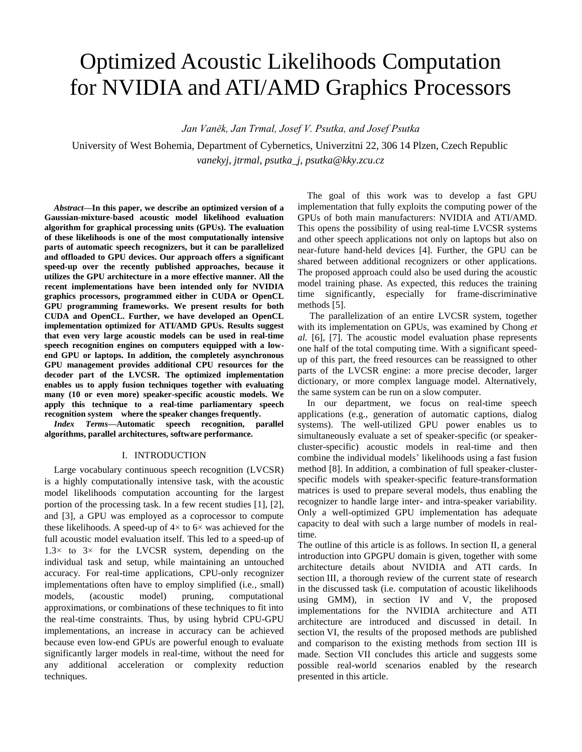# Optimized Acoustic Likelihoods Computation for NVIDIA and ATI/AMD Graphics Processors

*Jan Vaněk, Jan Trmal, Josef V. Psutka, and Josef Psutka*

University of West Bohemia, Department of Cybernetics, Univerzitni 22, 306 14 Plzen, Czech Republic
*vanekyj, jtrmal, psutka_j, psutka@kky.zcu.cz*

***Abstract*—In this paper, we describe an optimized version of a Gaussian-mixture-based acoustic model likelihood evaluation algorithm for graphical processing units (GPUs). The evaluation of these likelihoods is one of the most computationally intensive parts of automatic speech recognizers, but it can be parallelized and offloaded to GPU devices. Our approach offers a significant speed-up over the recently published approaches, because it utilizes the GPU architecture in a more effective manner. All the recent implementations have been intended only for NVIDIA graphics processors, programmed either in CUDA or OpenCL GPU programming frameworks. We present results for both CUDA and OpenCL. Further, we have developed an OpenCL implementation optimized for ATI/AMD GPUs. Results suggest that even very large acoustic models can be used in real-time speech recognition engines on computers equipped with a low-end GPU or laptops. In addition, the completely asynchronous GPU management provides additional CPU resources for the decoder part of the LVCSR. The optimized implementation enables us to apply fusion techniques together with evaluating many (10 or even more) speaker-specific acoustic models. We apply this technique to a real-time parliamentary speech recognition system where the speaker changes frequently.**

***Index Terms*—Automatic speech recognition, parallel algorithms, parallel architectures, software performance.**

## I. INTRODUCTION

Large vocabulary continuous speech recognition (LVCSR) is a highly computationally intensive task, with the acoustic model likelihoods computation accounting for the largest portion of the processing task. In a few recent studies [1], [2], and [3], a GPU was employed as a coprocessor to compute these likelihoods. A speed-up of 4× to 6× was achieved for the full acoustic model evaluation itself. This led to a speed-up of 1.3× to 3× for the LVCSR system, depending on the individual task and setup, while maintaining an untouched accuracy. For real-time applications, CPU-only recognizer implementations often have to employ simplified (i.e., small) models, (acoustic model) pruning, computational approximations, or combinations of these techniques to fit into the real-time constraints. Thus, by using hybrid CPU-GPU implementations, an increase in accuracy can be achieved because even low-end GPUs are powerful enough to evaluate significantly larger models in real-time, without the need for any additional acceleration or complexity reduction techniques.

The goal of this work was to develop a fast GPU implementation that fully exploits the computing power of the GPUs of both main manufacturers: NVIDIA and ATI/AMD. This opens the possibility of using real-time LVCSR systems and other speech applications not only on laptops but also on near-future hand-held devices [4]. Further, the GPU can be shared between additional recognizers or other applications. The proposed approach could also be used during the acoustic model training phase. As expected, this reduces the training time significantly, especially for frame-discriminative methods [5].

The parallelization of an entire LVCSR system, together with its implementation on GPUs, was examined by Chong *et al.* [6], [7]. The acoustic model evaluation phase represents one half of the total computing time. With a significant speed-up of this part, the freed resources can be reassigned to other parts of the LVCSR engine: a more precise decoder, larger dictionary, or more complex language model. Alternatively, the same system can be run on a slow computer.

In our department, we focus on real-time speech applications (e.g., generation of automatic captions, dialog systems). The well-utilized GPU power enables us to simultaneously evaluate a set of speaker-specific (or speaker-cluster-specific) acoustic models in real-time and then combine the individual models' likelihoods using a fast fusion method [8]. In addition, a combination of full speaker-cluster-specific models with speaker-specific feature-transformation matrices is used to prepare several models, thus enabling the recognizer to handle large inter- and intra-speaker variability. Only a well-optimized GPU implementation has adequate capacity to deal with such a large number of models in real-time.

The outline of this article is as follows. In section II, a general introduction into GPGPU domain is given, together with some architecture details about NVIDIA and ATI cards. In section III, a thorough review of the current state of research in the discussed task (i.e. computation of acoustic likelihoods using GMM), in section IV and V, the proposed implementations for the NVIDIA architecture and ATI architecture are introduced and discussed in detail. In section VI, the results of the proposed methods are published and comparison to the existing methods from section III is made. Section VII concludes this article and suggests some possible real-world scenarios enabled by the research presented in this article.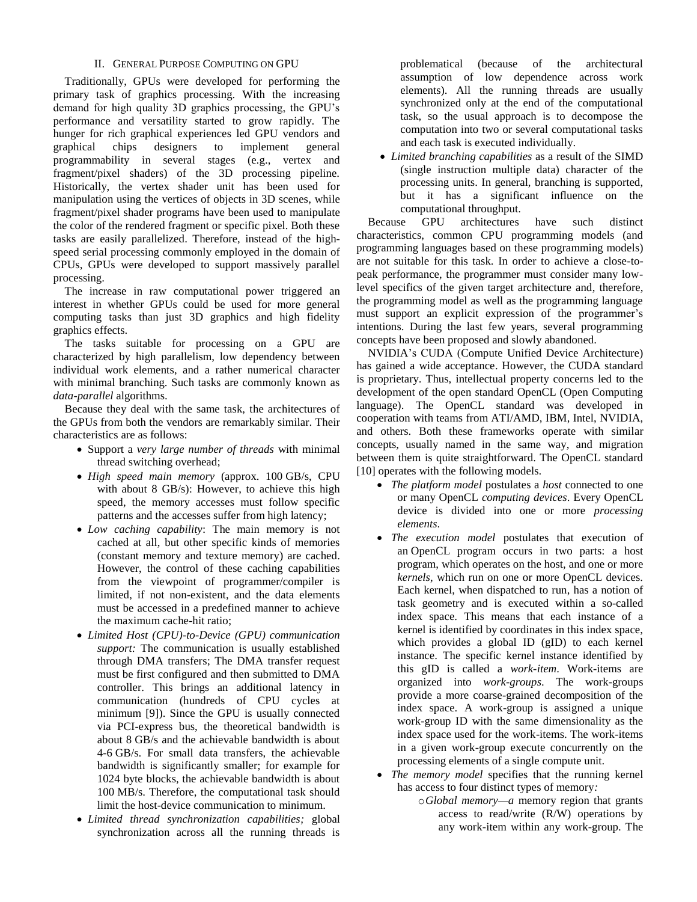## II. General Purpose Computing on GPU

Traditionally, GPUs were developed for performing the primary task of graphics processing. With the increasing demand for high quality 3D graphics processing, the GPU's performance and versatility started to grow rapidly. The hunger for rich graphical experiences led GPU vendors and graphical chips designers to implement general programmability in several stages (e.g., vertex and fragment/pixel shaders) of the 3D processing pipeline. Historically, the vertex shader unit has been used for manipulation using the vertices of objects in 3D scenes, while fragment/pixel shader programs have been used to manipulate the color of the rendered fragment or specific pixel. Both these tasks are easily parallelized. Therefore, instead of the high-speed serial processing commonly employed in the domain of CPUs, GPUs were developed to support massively parallel processing.

The increase in raw computational power triggered an interest in whether GPUs could be used for more general computing tasks than just 3D graphics and high fidelity graphics effects.

The tasks suitable for processing on a GPU are characterized by high parallelism, low dependency between individual work elements, and a rather numerical character with minimal branching. Such tasks are commonly known as *data-parallel* algorithms.

Because they deal with the same task, the architectures of the GPUs from both the vendors are remarkably similar. Their characteristics are as follows:

- Support a *very large number of threads* with minimal thread switching overhead;
- *High speed main memory* (approx. 100 GB/s, CPU with about 8 GB/s): However, to achieve this high speed, the memory accesses must follow specific patterns and the accesses suffer from high latency;
- *Low caching capability*: The main memory is not cached at all, but other specific kinds of memories (constant memory and texture memory) are cached. However, the control of these caching capabilities from the viewpoint of programmer/compiler is limited, if not non-existent, and the data elements must be accessed in a predefined manner to achieve the maximum cache-hit ratio;
- *Limited Host (CPU)-to-Device (GPU) communication support:* The communication is usually established through DMA transfers; The DMA transfer request must be first configured and then submitted to DMA controller. This brings an additional latency in communication (hundreds of CPU cycles at minimum [9]). Since the GPU is usually connected via PCI-express bus, the theoretical bandwidth is about 8 GB/s and the achievable bandwidth is about 4-6 GB/s. For small data transfers, the achievable bandwidth is significantly smaller; for example for 1024 byte blocks, the achievable bandwidth is about 100 MB/s. Therefore, the computational task should limit the host-device communication to minimum.
- *Limited thread synchronization capabilities;* global synchronization across all the running threads is problematical (because of the architectural assumption of low dependence across work elements). All the running threads are usually synchronized only at the end of the computational task, so the usual approach is to decompose the computation into two or several computational tasks and each task is executed individually.
- *Limited branching capabilities* as a result of the SIMD (single instruction multiple data) character of the processing units. In general, branching is supported, but it has a significant influence on the computational throughput.

Because GPU architectures have such distinct characteristics, common CPU programming models (and programming languages based on these programming models) are not suitable for this task. In order to achieve a close-to-peak performance, the programmer must consider many low-level specifics of the given target architecture and, therefore, the programming model as well as the programming language must support an explicit expression of the programmer's intentions. During the last few years, several programming concepts have been proposed and slowly abandoned.

NVIDIA's CUDA (Compute Unified Device Architecture) has gained a wide acceptance. However, the CUDA standard is proprietary. Thus, intellectual property concerns led to the development of the open standard OpenCL (Open Computing language). The OpenCL standard was developed in cooperation with teams from ATI/AMD, IBM, Intel, NVIDIA, and others. Both these frameworks operate with similar concepts, usually named in the same way, and migration between them is quite straightforward. The OpenCL standard [10] operates with the following models.

- *The platform model* postulates a *host* connected to one or many OpenCL *computing devices*. Every OpenCL device is divided into one or more *processing elements*.
- *The execution model* postulates that execution of an OpenCL program occurs in two parts: a host program, which operates on the host, and one or more *kernels*, which run on one or more OpenCL devices. Each kernel, when dispatched to run, has a notion of task geometry and is executed within a so-called index space. This means that each instance of a kernel is identified by coordinates in this index space, which provides a global ID (gID) to each kernel instance. The specific kernel instance identified by this gID is called a *work-item*. Work-items are organized into *work-groups*. The work-groups provide a more coarse-grained decomposition of the index space. A work-group is assigned a unique work-group ID with the same dimensionality as the index space used for the work-items. The work-items in a given work-group execute concurrently on the processing elements of a single compute unit.
- *The memory model* specifies that the running kernel has access to four distinct types of memory*:*
    - *Global memory—a* memory region that grants access to read/write (R/W) operations by any work-item within any work-group. The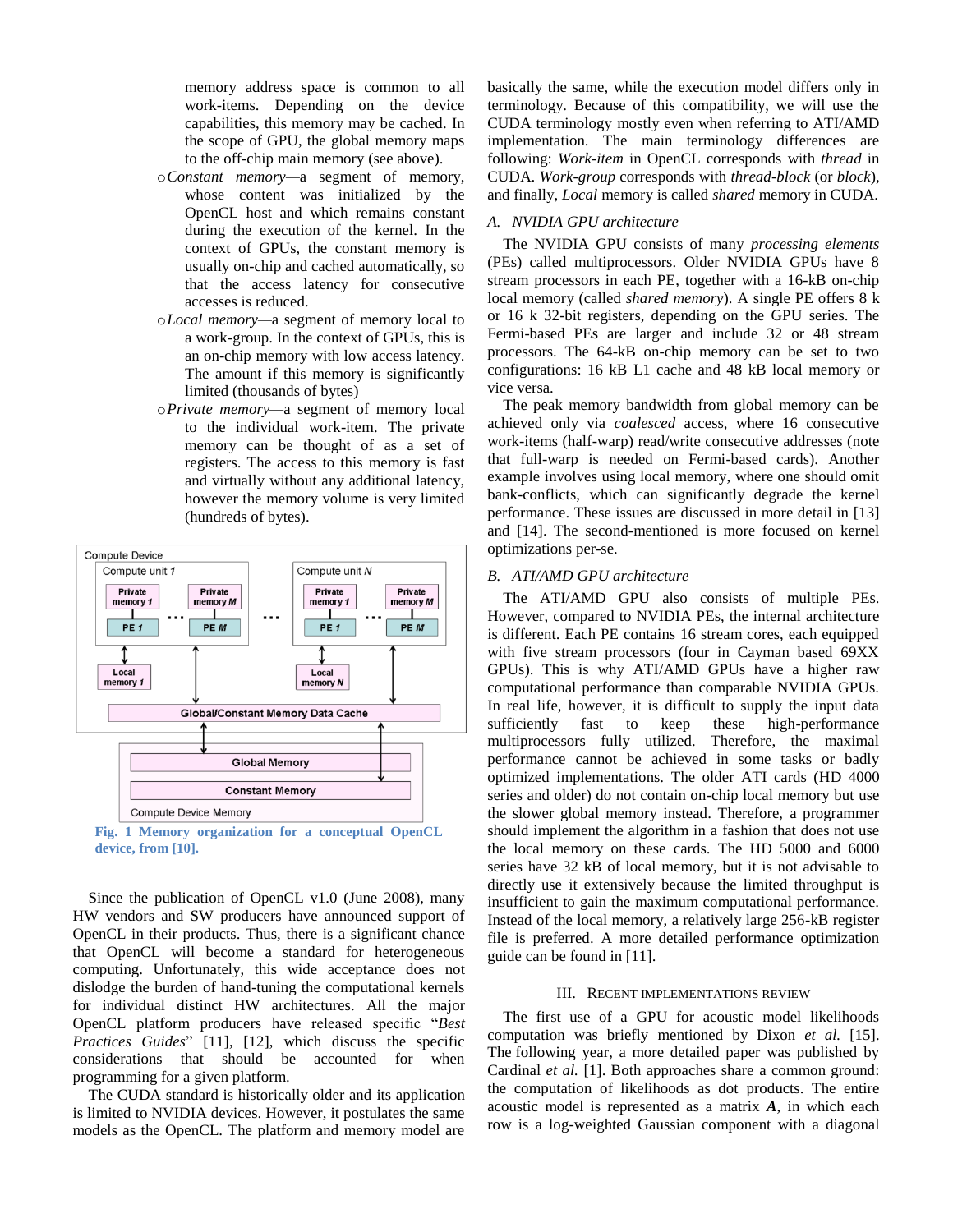memory address space is common to all work-items. Depending on the device capabilities, this memory may be cached. In the scope of GPU, the global memory maps to the off-chip main memory (see above).

- *Constant memory*—a segment of memory, whose content was initialized by the OpenCL host and which remains constant during the execution of the kernel. In the context of GPUs, the constant memory is usually on-chip and cached automatically, so that the access latency for consecutive accesses is reduced.
- *Local memory*—a segment of memory local to a work-group. In the context of GPUs, this is an on-chip memory with low access latency. The amount if this memory is significantly limited (thousands of bytes)
- *Private memory*—a segment of memory local to the individual work-item. The private memory can be thought of as a set of registers. The access to this memory is fast and virtually without any additional latency, however the memory volume is very limited (hundreds of bytes).

Compute Device
Compute unit 1
Private memory 1
Private memory M
PE 1
PE M
Local memory 1
Compute unit N
Private memory 1
Private memory M
PE 1
PE M
Local memory N
Global/Constant Memory Data Cache
Global Memory
Constant Memory
Compute Device Memory

**Fig. 1 Memory organization for a conceptual OpenCL device, from [10].**

Since the publication of OpenCL v1.0 (June 2008), many HW vendors and SW producers have announced support of OpenCL in their products. Thus, there is a significant chance that OpenCL will become a standard for heterogeneous computing. Unfortunately, this wide acceptance does not dislodge the burden of hand-tuning the computational kernels for individual distinct HW architectures. All the major OpenCL platform producers have released specific "*Best Practices Guides*" [11], [12], which discuss the specific considerations that should be accounted for when programming for a given platform.

The CUDA standard is historically older and its application is limited to NVIDIA devices. However, it postulates the same models as the OpenCL. The platform and memory model are basically the same, while the execution model differs only in terminology. Because of this compatibility, we will use the CUDA terminology mostly even when referring to ATI/AMD implementation. The main terminology differences are following: *Work-item* in OpenCL corresponds with *thread* in CUDA. *Work-group* corresponds with *thread-block* (or *block*), and finally, *Local* memory is called *shared* memory in CUDA.

### *A. NVIDIA GPU architecture*

The NVIDIA GPU consists of many *processing elements* (PEs) called multiprocessors. Older NVIDIA GPUs have 8 stream processors in each PE, together with a 16-kB on-chip local memory (called *shared memory*). A single PE offers 8 k or 16 k 32-bit registers, depending on the GPU series. The Fermi-based PEs are larger and include 32 or 48 stream processors. The 64-kB on-chip memory can be set to two configurations: 16 kB L1 cache and 48 kB local memory or vice versa.

The peak memory bandwidth from global memory can be achieved only via *coalesced* access, where 16 consecutive work-items (half-warp) read/write consecutive addresses (note that full-warp is needed on Fermi-based cards). Another example involves using local memory, where one should omit bank-conflicts, which can significantly degrade the kernel performance. These issues are discussed in more detail in [13] and [14]. The second-mentioned is more focused on kernel optimizations per-se.

### *B. ATI/AMD GPU architecture*

The ATI/AMD GPU also consists of multiple PEs. However, compared to NVIDIA PEs, the internal architecture is different. Each PE contains 16 stream cores, each equipped with five stream processors (four in Cayman based 69XX GPUs). This is why ATI/AMD GPUs have a higher raw computational performance than comparable NVIDIA GPUs. In real life, however, it is difficult to supply the input data sufficiently fast to keep these high-performance multiprocessors fully utilized. Therefore, the maximal performance cannot be achieved in some tasks or badly optimized implementations. The older ATI cards (HD 4000 series and older) do not contain on-chip local memory but use the slower global memory instead. Therefore, a programmer should implement the algorithm in a fashion that does not use the local memory on these cards. The HD 5000 and 6000 series have 32 kB of local memory, but it is not advisable to directly use it extensively because the limited throughput is insufficient to gain the maximum computational performance. Instead of the local memory, a relatively large 256-kB register file is preferred. A more detailed performance optimization guide can be found in [11].

## III. Recent Implementations Review

The first use of a GPU for acoustic model likelihoods computation was briefly mentioned by Dixon *et al.* [15]. The following year, a more detailed paper was published by Cardinal *et al.* [1]. Both approaches share a common ground: the computation of likelihoods as dot products. The entire acoustic model is represented as a matrix $\boldsymbol{A}$, in which each row is a log-weighted Gaussian component with a diagonal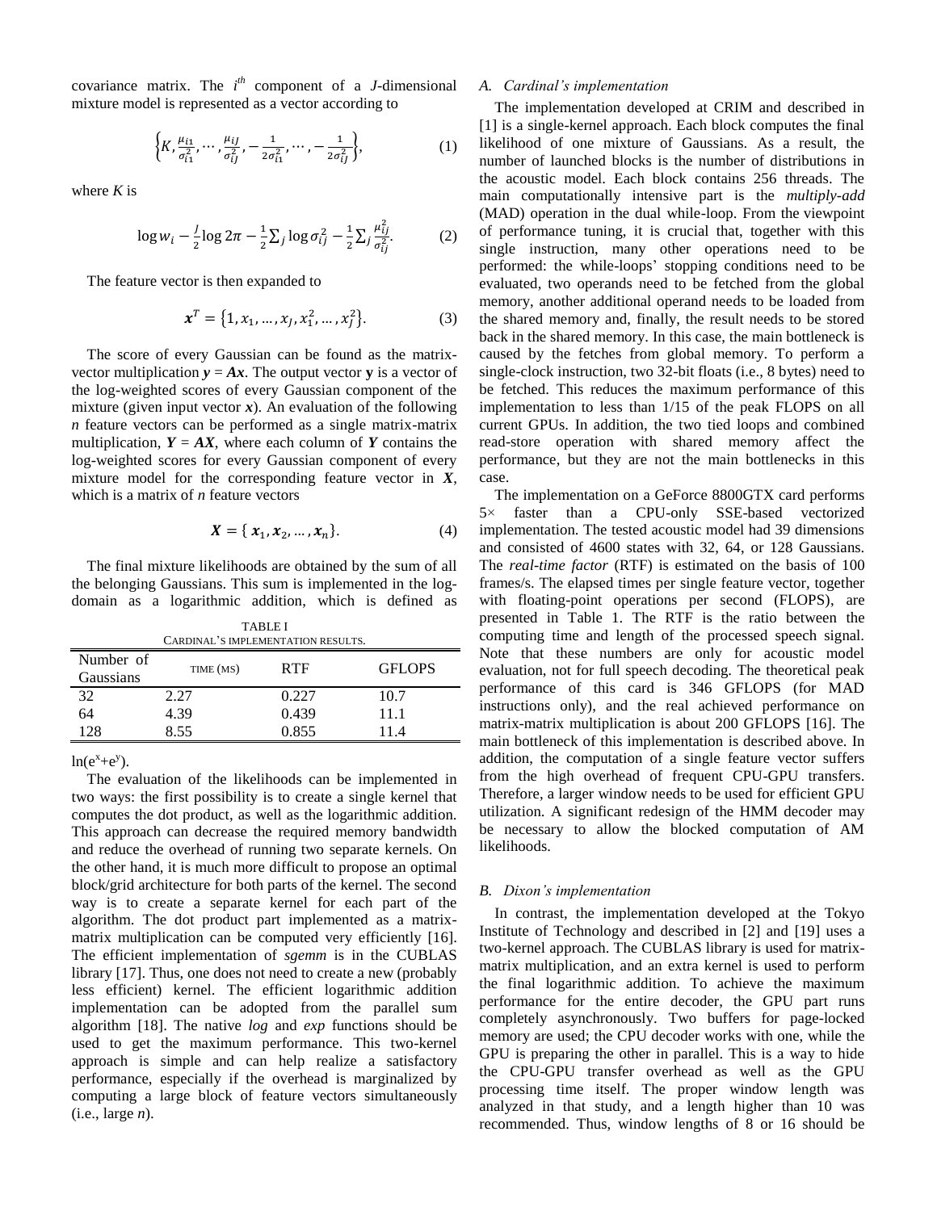covariance matrix. The $i^{th}$ component of a $J$-dimensional mixture model is represented as a vector according to

$$\left\{K, \frac{\mu_{i1}}{\sigma_{i1}^2}, \cdots, \frac{\mu_{iJ}}{\sigma_{iJ}^2}, -\frac{1}{2\sigma_{i1}^2}, \cdots, -\frac{1}{2\sigma_{iJ}^2}\right\}, \tag{1}$$

where $K$ is

$$\log w_i - \frac{J}{2}\log 2\pi - \frac{1}{2}\sum_j \log \sigma_{ij}^2 - \frac{1}{2}\sum_j \frac{\mu_{ij}^2}{\sigma_{ij}^2}. \tag{2}$$

The feature vector is then expanded to

$$\boldsymbol{x}^T = \{1, x_1, \ldots, x_J, x_1^2, \ldots, x_J^2\}. \tag{3}$$

The score of every Gaussian can be found as the matrix-vector multiplication $\boldsymbol{y} = \boldsymbol{A}\boldsymbol{x}$. The output vector $\mathbf{y}$ is a vector of the log-weighted scores of every Gaussian component of the mixture (given input vector $\boldsymbol{x}$). An evaluation of the following $n$ feature vectors can be performed as a single matrix-matrix multiplication, $\boldsymbol{Y} = \boldsymbol{A}\boldsymbol{X}$, where each column of $\boldsymbol{Y}$ contains the log-weighted scores for every Gaussian component of every mixture model for the corresponding feature vector in $\boldsymbol{X}$, which is a matrix of $n$ feature vectors

$$\boldsymbol{X} = \{\boldsymbol{x}_1, \boldsymbol{x}_2, \ldots, \boldsymbol{x}_n\}. \tag{4}$$

The final mixture likelihoods are obtained by the sum of all the belonging Gaussians. This sum is implemented in the log-domain as a logarithmic addition, which is defined as $\ln(e^x+e^y)$.

TABLE I
CARDINAL'S IMPLEMENTATION RESULTS.

| Number of Gaussians | TIME (MS) | RTF | GFLOPS |
|---|---|---|---|
| 32 | 2.27 | 0.227 | 10.7 |
| 64 | 4.39 | 0.439 | 11.1 |
| 128 | 8.55 | 0.855 | 11.4 |

The evaluation of the likelihoods can be implemented in two ways: the first possibility is to create a single kernel that computes the dot product, as well as the logarithmic addition. This approach can decrease the required memory bandwidth and reduce the overhead of running two separate kernels. On the other hand, it is much more difficult to propose an optimal block/grid architecture for both parts of the kernel. The second way is to create a separate kernel for each part of the algorithm. The dot product part implemented as a matrix-matrix multiplication can be computed very efficiently [16]. The efficient implementation of *sgemm* is in the CUBLAS library [17]. Thus, one does not need to create a new (probably less efficient) kernel. The efficient logarithmic addition implementation can be adopted from the parallel sum algorithm [18]. The native *log* and *exp* functions should be used to get the maximum performance. This two-kernel approach is simple and can help realize a satisfactory performance, especially if the overhead is marginalized by computing a large block of feature vectors simultaneously (i.e., large $n$).

### A. Cardinal's implementation

The implementation developed at CRIM and described in [1] is a single-kernel approach. Each block computes the final likelihood of one mixture of Gaussians. As a result, the number of launched blocks is the number of distributions in the acoustic model. Each block contains 256 threads. The main computationally intensive part is the *multiply-add* (MAD) operation in the dual while-loop. From the viewpoint of performance tuning, it is crucial that, together with this single instruction, many other operations need to be performed: the while-loops' stopping conditions need to be evaluated, two operands need to be fetched from the global memory, another additional operand needs to be loaded from the shared memory and, finally, the result needs to be stored back in the shared memory. In this case, the main bottleneck is caused by the fetches from global memory. To perform a single-clock instruction, two 32-bit floats (i.e., 8 bytes) need to be fetched. This reduces the maximum performance of this implementation to less than 1/15 of the peak FLOPS on all current GPUs. In addition, the two tied loops and combined read-store operation with shared memory affect the performance, but they are not the main bottlenecks in this case.

The implementation on a GeForce 8800GTX card performs 5× faster than a CPU-only SSE-based vectorized implementation. The tested acoustic model had 39 dimensions and consisted of 4600 states with 32, 64, or 128 Gaussians. The *real-time factor* (RTF) is estimated on the basis of 100 frames/s. The elapsed times per single feature vector, together with floating-point operations per second (FLOPS), are presented in Table 1. The RTF is the ratio between the computing time and length of the processed speech signal. Note that these numbers are only for acoustic model evaluation, not for full speech decoding. The theoretical peak performance of this card is 346 GFLOPS (for MAD instructions only), and the real achieved performance on matrix-matrix multiplication is about 200 GFLOPS [16]. The main bottleneck of this implementation is described above. In addition, the computation of a single feature vector suffers from the high overhead of frequent CPU-GPU transfers. Therefore, a larger window needs to be used for efficient GPU utilization. A significant redesign of the HMM decoder may be necessary to allow the blocked computation of AM likelihoods.

### B. Dixon's implementation

In contrast, the implementation developed at the Tokyo Institute of Technology and described in [2] and [19] uses a two-kernel approach. The CUBLAS library is used for matrix-matrix multiplication, and an extra kernel is used to perform the final logarithmic addition. To achieve the maximum performance for the entire decoder, the GPU part runs completely asynchronously. Two buffers for page-locked memory are used; the CPU decoder works with one, while the GPU is preparing the other in parallel. This is a way to hide the CPU-GPU transfer overhead as well as the GPU processing time itself. The proper window length was analyzed in that study, and a length higher than 10 was recommended. Thus, window lengths of 8 or 16 should be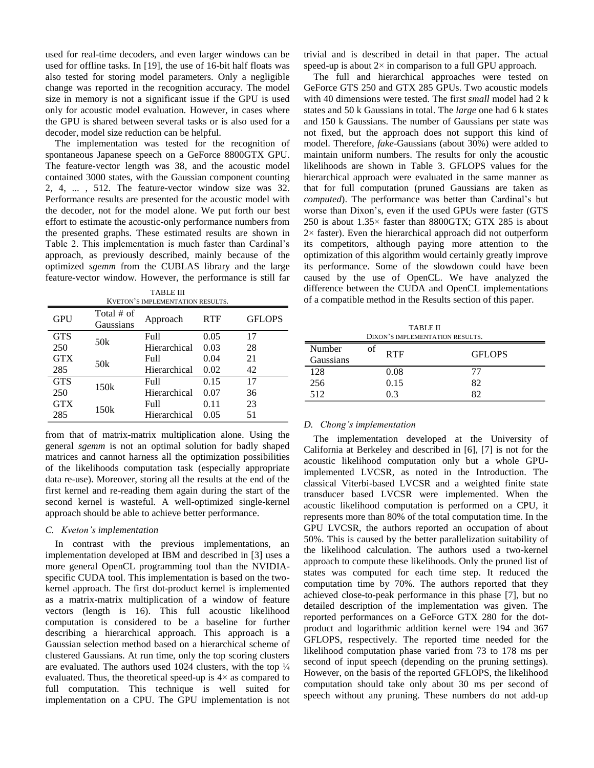used for real-time decoders, and even larger windows can be used for offline tasks. In [19], the use of 16-bit half floats was also tested for storing model parameters. Only a negligible change was reported in the recognition accuracy. The model size in memory is not a significant issue if the GPU is used only for acoustic model evaluation. However, in cases where the GPU is shared between several tasks or is also used for a decoder, model size reduction can be helpful.

The implementation was tested for the recognition of spontaneous Japanese speech on a GeForce 8800GTX GPU. The feature-vector length was 38, and the acoustic model contained 3000 states, with the Gaussian component counting 2, 4, ... , 512. The feature-vector window size was 32. Performance results are presented for the acoustic model with the decoder, not for the model alone. We put forth our best effort to estimate the acoustic-only performance numbers from the presented graphs. These estimated results are shown in Table 2. This implementation is much faster than Cardinal's approach, as previously described, mainly because of the optimized *sgemm* from the CUBLAS library and the large feature-vector window. However, the performance is still far from that of matrix-matrix multiplication alone. Using the general *sgemm* is not an optimal solution for badly shaped matrices and cannot harness all the optimization possibilities of the likelihoods computation task (especially appropriate data re-use). Moreover, storing all the results at the end of the first kernel and re-reading them again during the start of the second kernel is wasteful. A well-optimized single-kernel approach should be able to achieve better performance.

TABLE III
KVETON'S IMPLEMENTATION RESULTS.

| GPU | Total # of Gaussians | Approach | RTF | GFLOPS |
|---|---|---|---|---|
| GTS 250 | 50k | Full | 0.05 | 17 |
| | | Hierarchical | 0.03 | 28 |
| GTX 285 | 50k | Full | 0.04 | 21 |
| | | Hierarchical | 0.02 | 42 |
| GTS 250 | 150k | Full | 0.15 | 17 |
| | | Hierarchical | 0.07 | 36 |
| GTX 285 | 150k | Full | 0.11 | 23 |
| | | Hierarchical | 0.05 | 51 |

### C. Kveton's implementation

In contrast with the previous implementations, an implementation developed at IBM and described in [3] uses a more general OpenCL programming tool than the NVIDIA-specific CUDA tool. This implementation is based on the two-kernel approach. The first dot-product kernel is implemented as a matrix-matrix multiplication of a window of feature vectors (length is 16). This full acoustic likelihood computation is considered to be a baseline for further describing a hierarchical approach. This approach is a Gaussian selection method based on a hierarchical scheme of clustered Gaussians. At run time, only the top scoring clusters are evaluated. The authors used 1024 clusters, with the top ¼ evaluated. Thus, the theoretical speed-up is $4\times$ as compared to full computation. This technique is well suited for implementation on a CPU. The GPU implementation is not trivial and is described in detail in that paper. The actual speed-up is about $2\times$ in comparison to a full GPU approach.

The full and hierarchical approaches were tested on GeForce GTS 250 and GTX 285 GPUs. Two acoustic models with 40 dimensions were tested. The first *small* model had 2 k states and 50 k Gaussians in total. The *large* one had 6 k states and 150 k Gaussians. The number of Gaussians per state was not fixed, but the approach does not support this kind of model. Therefore, *fake*-Gaussians (about 30%) were added to maintain uniform numbers. The results for only the acoustic likelihoods are shown in Table 3. GFLOPS values for the hierarchical approach were evaluated in the same manner as that for full computation (pruned Gaussians are taken as *computed*). The performance was better than Cardinal's but worse than Dixon's, even if the used GPUs were faster (GTS 250 is about $1.35\times$ faster than 8800GTX; GTX 285 is about $2\times$ faster). Even the hierarchical approach did not outperform its competitors, although paying more attention to the optimization of this algorithm would certainly greatly improve its performance. Some of the slowdown could have been caused by the use of OpenCL. We have analyzed the difference between the CUDA and OpenCL implementations of a compatible method in the Results section of this paper.

TABLE II
DIXON'S IMPLEMENTATION RESULTS.

| Number of Gaussians | RTF | GFLOPS |
|---|---|---|
| 128 | 0.08 | 77 |
| 256 | 0.15 | 82 |
| 512 | 0.3 | 82 |

### D. Chong's implementation

The implementation developed at the University of California at Berkeley and described in [6], [7] is not for the acoustic likelihood computation only but a whole GPU-implemented LVCSR, as noted in the Introduction. The classical Viterbi-based LVCSR and a weighted finite state transducer based LVCSR were implemented. When the acoustic likelihood computation is performed on a CPU, it represents more than 80% of the total computation time. In the GPU LVCSR, the authors reported an occupation of about 50%. This is caused by the better parallelization suitability of the likelihood calculation. The authors used a two-kernel approach to compute these likelihoods. Only the pruned list of states was computed for each time step. It reduced the computation time by 70%. The authors reported that they achieved close-to-peak performance in this phase [7], but no detailed description of the implementation was given. The reported performances on a GeForce GTX 280 for the dot-product and logarithmic addition kernel were 194 and 367 GFLOPS, respectively. The reported time needed for the likelihood computation phase varied from 73 to 178 ms per second of input speech (depending on the pruning settings). However, on the basis of the reported GFLOPS, the likelihood computation should take only about 30 ms per second of speech without any pruning. These numbers do not add-up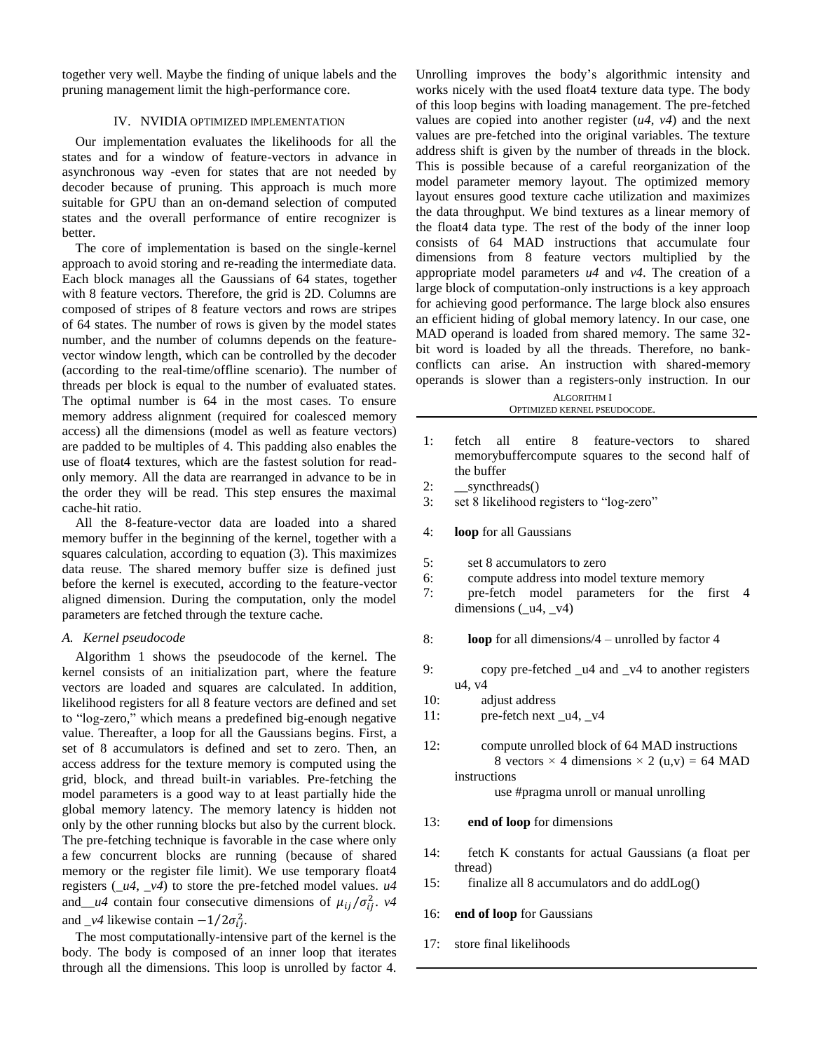together very well. Maybe the finding of unique labels and the pruning management limit the high-performance core.

## IV. NVIDIA OPTIMIZED IMPLEMENTATION

Our implementation evaluates the likelihoods for all the states and for a window of feature-vectors in advance in asynchronous way -even for states that are not needed by decoder because of pruning. This approach is much more suitable for GPU than an on-demand selection of computed states and the overall performance of entire recognizer is better.

The core of implementation is based on the single-kernel approach to avoid storing and re-reading the intermediate data. Each block manages all the Gaussians of 64 states, together with 8 feature vectors. Therefore, the grid is 2D. Columns are composed of stripes of 8 feature vectors and rows are stripes of 64 states. The number of rows is given by the model states number, and the number of columns depends on the feature-vector window length, which can be controlled by the decoder (according to the real-time/offline scenario). The number of threads per block is equal to the number of evaluated states. The optimal number is 64 in the most cases. To ensure memory address alignment (required for coalesced memory access) all the dimensions (model as well as feature vectors) are padded to be multiples of 4. This padding also enables the use of float4 textures, which are the fastest solution for read-only memory. All the data are rearranged in advance to be in the order they will be read. This step ensures the maximal cache-hit ratio.

All the 8-feature-vector data are loaded into a shared memory buffer in the beginning of the kernel, together with a squares calculation, according to equation (3). This maximizes data reuse. The shared memory buffer size is defined just before the kernel is executed, according to the feature-vector aligned dimension. During the computation, only the model parameters are fetched through the texture cache.

### A. Kernel pseudocode

Algorithm 1 shows the pseudocode of the kernel. The kernel consists of an initialization part, where the feature vectors are loaded and squares are calculated. In addition, likelihood registers for all 8 feature vectors are defined and set to "log-zero," which means a predefined big-enough negative value. Thereafter, a loop for all the Gaussians begins. First, a set of 8 accumulators is defined and set to zero. Then, an access address for the texture memory is computed using the grid, block, and thread built-in variables. Pre-fetching the model parameters is a good way to at least partially hide the global memory latency. The memory latency is hidden not only by the other running blocks but also by the current block. The pre-fetching technique is favorable in the case where only a few concurrent blocks are running (because of shared memory or the register file limit). We use temporary float4 registers (*_u4*, *_v4*) to store the pre-fetched model values. *u4* and *_u4* contain four consecutive dimensions of $\mu_{ij}/\sigma_{ij}^2$. *v4* and *_v4* likewise contain $-1/2\sigma_{ij}^2$.

The most computationally-intensive part of the kernel is the body. The body is composed of an inner loop that iterates through all the dimensions. This loop is unrolled by factor 4. Unrolling improves the body's algorithmic intensity and works nicely with the used float4 texture data type. The body of this loop begins with loading management. The pre-fetched values are copied into another register (*u4*, *v4*) and the next values are pre-fetched into the original variables. The texture address shift is given by the number of threads in the block. This is possible because of a careful reorganization of the model parameter memory layout. The optimized memory layout ensures good texture cache utilization and maximizes the data throughput. We bind textures as a linear memory of the float4 data type. The rest of the body of the inner loop consists of 64 MAD instructions that accumulate four dimensions from 8 feature vectors multiplied by the appropriate model parameters *u4* and *v4*. The creation of a large block of computation-only instructions is a key approach for achieving good performance. The large block also ensures an efficient hiding of global memory latency. In our case, one MAD operand is loaded from shared memory. The same 32-bit word is loaded by all the threads. Therefore, no bank-conflicts can arise. An instruction with shared-memory operands is slower than a registers-only instruction. In our

ALGORITHM I
OPTIMIZED KERNEL PSEUDOCODE.

```
1:  fetch all entire 8 feature-vectors to shared
    memorybuffercompute squares to the second half of
    the buffer
2:  __syncthreads()
3:  set 8 likelihood registers to "log-zero"

4:  loop for all Gaussians

5:     set 8 accumulators to zero
6:     compute address into model texture memory
7:     pre-fetch model parameters for the first 4
       dimensions (_u4, _v4)

8:     loop for all dimensions/4 – unrolled by factor 4

9:        copy pre-fetched _u4 and _v4 to another registers
          u4, v4
10:       adjust address
11:       pre-fetch next _u4, _v4

12:       compute unrolled block of 64 MAD instructions
             8 vectors × 4 dimensions × 2 (u,v) = 64 MAD
          instructions
             use #pragma unroll or manual unrolling

13:    end of loop for dimensions

14:    fetch K constants for actual Gaussians (a float per
       thread)
15:    finalize all 8 accumulators and do addLog()

16: end of loop for Gaussians

17: store final likelihoods
```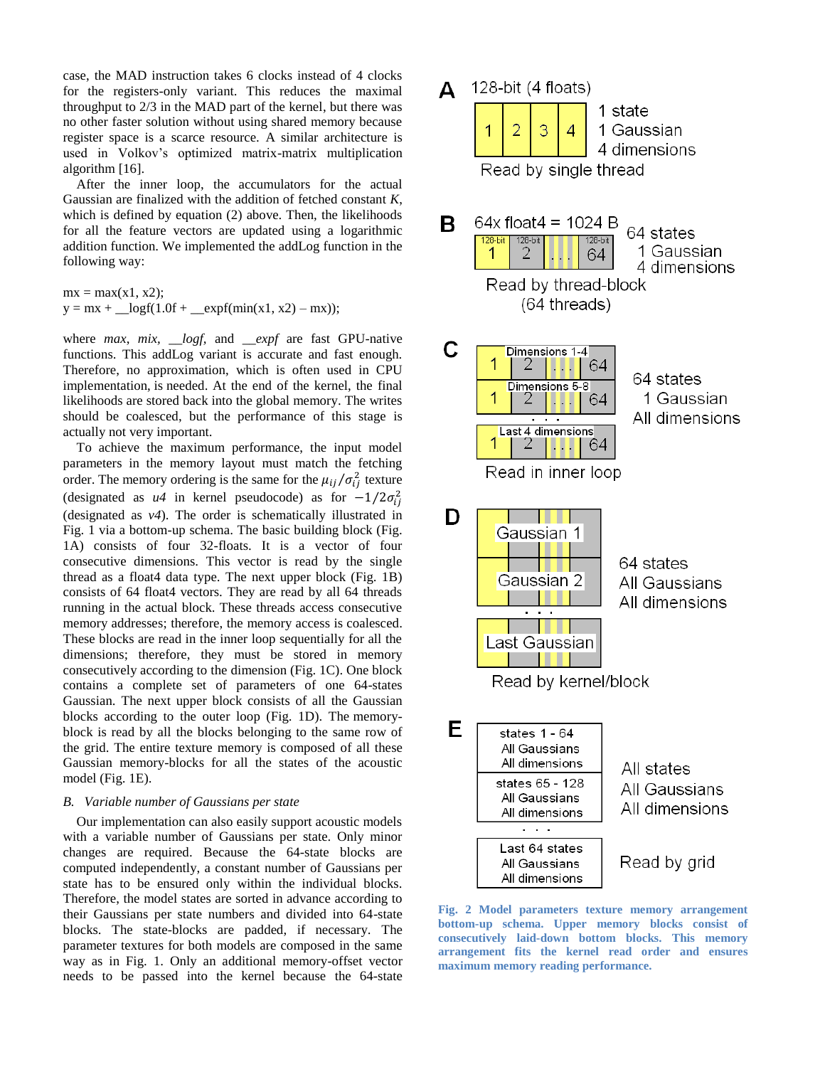case, the MAD instruction takes 6 clocks instead of 4 clocks for the registers-only variant. This reduces the maximal throughput to 2/3 in the MAD part of the kernel, but there was no other faster solution without using shared memory because register space is a scarce resource. A similar architecture is used in Volkov's optimized matrix-matrix multiplication algorithm [16].

After the inner loop, the accumulators for the actual Gaussian are finalized with the addition of fetched constant *K*, which is defined by equation (2) above. Then, the likelihoods for all the feature vectors are updated using a logarithmic addition function. We implemented the addLog function in the following way:

```
mx = max(x1, x2);
y = mx + __logf(1.0f + __expf(min(x1, x2) – mx));
```

where *max, mix, __logf,* and *__expf* are fast GPU-native functions. This addLog variant is accurate and fast enough. Therefore, no approximation, which is often used in CPU implementation, is needed. At the end of the kernel, the final likelihoods are stored back into the global memory. The writes should be coalesced, but the performance of this stage is actually not very important.

To achieve the maximum performance, the input model parameters in the memory layout must match the fetching order. The memory ordering is the same for the $\mu_{ij}/\sigma_{ij}^2$ texture (designated as *u4* in kernel pseudocode) as for $-1/2\sigma_{ij}^2$ (designated as *v4*). The order is schematically illustrated in Fig. 1 via a bottom-up schema. The basic building block (Fig. 1A) consists of four 32-floats. It is a vector of four consecutive dimensions. This vector is read by the single thread as a float4 data type. The next upper block (Fig. 1B) consists of 64 float4 vectors. They are read by all 64 threads running in the actual block. These threads access consecutive memory addresses; therefore, the memory access is coalesced. These blocks are read in the inner loop sequentially for all the dimensions; therefore, they must be stored in memory consecutively according to the dimension (Fig. 1C). One block contains a complete set of parameters of one 64-states Gaussian. The next upper block consists of all the Gaussian blocks according to the outer loop (Fig. 1D). The memory-block is read by all the blocks belonging to the same row of the grid. The entire texture memory is composed of all these Gaussian memory-blocks for all the states of the acoustic model (Fig. 1E).

*B. Variable number of Gaussians per state*

Our implementation can also easily support acoustic models with a variable number of Gaussians per state. Only minor changes are required. Because the 64-state blocks are computed independently, a constant number of Gaussians per state has to be ensured only within the individual blocks. Therefore, the model states are sorted in advance according to their Gaussians per state numbers and divided into 64-state blocks. The state-blocks are padded, if necessary. The parameter textures for both models are composed in the same way as in Fig. 1. Only an additional memory-offset vector needs to be passed into the kernel because the 64-state

**Fig. 2 Model parameters texture memory arrangement bottom-up schema. Upper memory blocks consist of consecutively laid-down bottom blocks. This memory arrangement fits the kernel read order and ensures maximum memory reading performance.**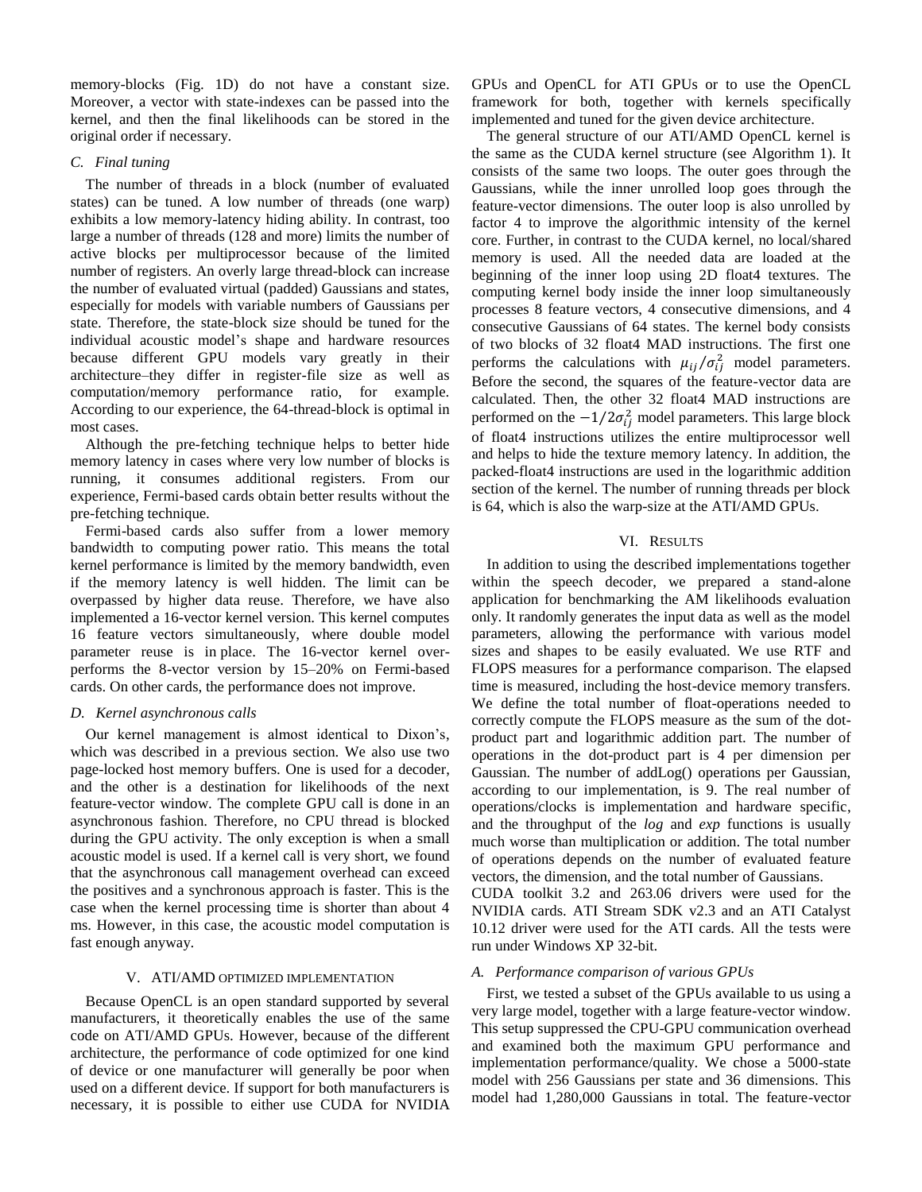memory-blocks (Fig. 1D) do not have a constant size. Moreover, a vector with state-indexes can be passed into the kernel, and then the final likelihoods can be stored in the original order if necessary.

### C. Final tuning

The number of threads in a block (number of evaluated states) can be tuned. A low number of threads (one warp) exhibits a low memory-latency hiding ability. In contrast, too large a number of threads (128 and more) limits the number of active blocks per multiprocessor because of the limited number of registers. An overly large thread-block can increase the number of evaluated virtual (padded) Gaussians and states, especially for models with variable numbers of Gaussians per state. Therefore, the state-block size should be tuned for the individual acoustic model's shape and hardware resources because different GPU models vary greatly in their architecture–they differ in register-file size as well as computation/memory performance ratio, for example. According to our experience, the 64-thread-block is optimal in most cases.

Although the pre-fetching technique helps to better hide memory latency in cases where very low number of blocks is running, it consumes additional registers. From our experience, Fermi-based cards obtain better results without the pre-fetching technique.

Fermi-based cards also suffer from a lower memory bandwidth to computing power ratio. This means the total kernel performance is limited by the memory bandwidth, even if the memory latency is well hidden. The limit can be overpassed by higher data reuse. Therefore, we have also implemented a 16-vector kernel version. This kernel computes 16 feature vectors simultaneously, where double model parameter reuse is in place. The 16-vector kernel over-performs the 8-vector version by 15–20% on Fermi-based cards. On other cards, the performance does not improve.

### D. Kernel asynchronous calls

Our kernel management is almost identical to Dixon's, which was described in a previous section. We also use two page-locked host memory buffers. One is used for a decoder, and the other is a destination for likelihoods of the next feature-vector window. The complete GPU call is done in an asynchronous fashion. Therefore, no CPU thread is blocked during the GPU activity. The only exception is when a small acoustic model is used. If a kernel call is very short, we found that the asynchronous call management overhead can exceed the positives and a synchronous approach is faster. This is the case when the kernel processing time is shorter than about 4 ms. However, in this case, the acoustic model computation is fast enough anyway.

## V. ATI/AMD Optimized Implementation

Because OpenCL is an open standard supported by several manufacturers, it theoretically enables the use of the same code on ATI/AMD GPUs. However, because of the different architecture, the performance of code optimized for one kind of device or one manufacturer will generally be poor when used on a different device. If support for both manufacturers is necessary, it is possible to either use CUDA for NVIDIA GPUs and OpenCL for ATI GPUs or to use the OpenCL framework for both, together with kernels specifically implemented and tuned for the given device architecture.

The general structure of our ATI/AMD OpenCL kernel is the same as the CUDA kernel structure (see Algorithm 1). It consists of the same two loops. The outer goes through the Gaussians, while the inner unrolled loop goes through the feature-vector dimensions. The outer loop is also unrolled by factor 4 to improve the algorithmic intensity of the kernel core. Further, in contrast to the CUDA kernel, no local/shared memory is used. All the needed data are loaded at the beginning of the inner loop using 2D float4 textures. The computing kernel body inside the inner loop simultaneously processes 8 feature vectors, 4 consecutive dimensions, and 4 consecutive Gaussians of 64 states. The kernel body consists of two blocks of 32 float4 MAD instructions. The first one performs the calculations with $\mu_{ij}/\sigma_{ij}^2$ model parameters. Before the second, the squares of the feature-vector data are calculated. Then, the other 32 float4 MAD instructions are performed on the $-1/2\sigma_{ij}^2$ model parameters. This large block of float4 instructions utilizes the entire multiprocessor well and helps to hide the texture memory latency. In addition, the packed-float4 instructions are used in the logarithmic addition section of the kernel. The number of running threads per block is 64, which is also the warp-size at the ATI/AMD GPUs.

## VI. Results

In addition to using the described implementations together within the speech decoder, we prepared a stand-alone application for benchmarking the AM likelihoods evaluation only. It randomly generates the input data as well as the model parameters, allowing the performance with various model sizes and shapes to be easily evaluated. We use RTF and FLOPS measures for a performance comparison. The elapsed time is measured, including the host-device memory transfers. We define the total number of float-operations needed to correctly compute the FLOPS measure as the sum of the dot-product part and logarithmic addition part. The number of operations in the dot-product part is 4 per dimension per Gaussian. The number of addLog() operations per Gaussian, according to our implementation, is 9. The real number of operations/clocks is implementation and hardware specific, and the throughput of the *log* and *exp* functions is usually much worse than multiplication or addition. The total number of operations depends on the number of evaluated feature vectors, the dimension, and the total number of Gaussians.

CUDA toolkit 3.2 and 263.06 drivers were used for the NVIDIA cards. ATI Stream SDK v2.3 and an ATI Catalyst 10.12 driver were used for the ATI cards. All the tests were run under Windows XP 32-bit.

### A. Performance comparison of various GPUs

First, we tested a subset of the GPUs available to us using a very large model, together with a large feature-vector window. This setup suppressed the CPU-GPU communication overhead and examined both the maximum GPU performance and implementation performance/quality. We chose a 5000-state model with 256 Gaussians per state and 36 dimensions. This model had 1,280,000 Gaussians in total. The feature-vector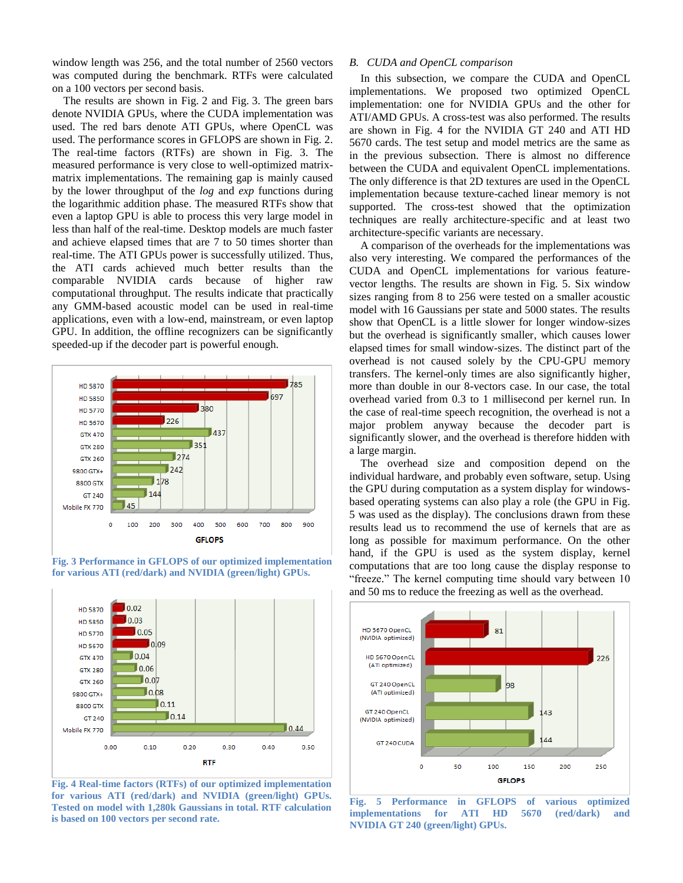window length was 256, and the total number of 2560 vectors was computed during the benchmark. RTFs were calculated on a 100 vectors per second basis.

The results are shown in Fig. 2 and Fig. 3. The green bars denote NVIDIA GPUs, where the CUDA implementation was used. The red bars denote ATI GPUs, where OpenCL was used. The performance scores in GFLOPS are shown in Fig. 2. The real-time factors (RTFs) are shown in Fig. 3. The measured performance is very close to well-optimized matrix-matrix implementations. The remaining gap is mainly caused by the lower throughput of the *log* and *exp* functions during the logarithmic addition phase. The measured RTFs show that even a laptop GPU is able to process this very large model in less than half of the real-time. Desktop models are much faster and achieve elapsed times that are 7 to 50 times shorter than real-time. The ATI GPUs power is successfully utilized. Thus, the ATI cards achieved much better results than the comparable NVIDIA cards because of higher raw computational throughput. The results indicate that practically any GMM-based acoustic model can be used in real-time applications, even with a low-end, mainstream, or even laptop GPU. In addition, the offline recognizers can be significantly speeded-up if the decoder part is powerful enough.

| GPU | GFLOPS |
|---|---|
| HD 5870 | 785 |
| HD 5850 | 697 |
| HD 5770 | 380 |
| HD 5670 | 226 |
| GTX 470 | 437 |
| GTX 280 | 351 |
| GTX 260 | 274 |
| 9800 GTX+ | 242 |
| 8800 GTX | 178 |
| GT 240 | 144 |
| Mobile FX 770 | 45 |

**Fig. 3 Performance in GFLOPS of our optimized implementation for various ATI (red/dark) and NVIDIA (green/light) GPUs.**

| GPU | RTF |
|---|---|
| HD 5870 | 0.02 |
| HD 5850 | 0.03 |
| HD 5770 | 0.05 |
| HD 5670 | 0.09 |
| GTX 470 | 0.04 |
| GTX 280 | 0.06 |
| GTX 260 | 0.07 |
| 9800 GTX+ | 0.08 |
| 8800 GTX | 0.11 |
| GT 240 | 0.14 |
| Mobile FX 770 | 0.44 |

**Fig. 4 Real-time factors (RTFs) of our optimized implementation for various ATI (red/dark) and NVIDIA (green/light) GPUs. Tested on model with 1,280k Gaussians in total. RTF calculation is based on 100 vectors per second rate.**

## B. *CUDA and OpenCL comparison*

In this subsection, we compare the CUDA and OpenCL implementations. We proposed two optimized OpenCL implementation: one for NVIDIA GPUs and the other for ATI/AMD GPUs. A cross-test was also performed. The results are shown in Fig. 4 for the NVIDIA GT 240 and ATI HD 5670 cards. The test setup and model metrics are the same as in the previous subsection. There is almost no difference between the CUDA and equivalent OpenCL implementations. The only difference is that 2D textures are used in the OpenCL implementation because texture-cached linear memory is not supported. The cross-test showed that the optimization techniques are really architecture-specific and at least two architecture-specific variants are necessary.

A comparison of the overheads for the implementations was also very interesting. We compared the performances of the CUDA and OpenCL implementations for various feature-vector lengths. The results are shown in Fig. 5. Six window sizes ranging from 8 to 256 were tested on a smaller acoustic model with 16 Gaussians per state and 5000 states. The results show that OpenCL is a little slower for longer window-sizes but the overhead is significantly smaller, which causes lower elapsed times for small window-sizes. The distinct part of the overhead is not caused solely by the CPU-GPU memory transfers. The kernel-only times are also significantly higher, more than double in our 8-vectors case. In our case, the total overhead varied from 0.3 to 1 millisecond per kernel run. In the case of real-time speech recognition, the overhead is not a major problem anyway because the decoder part is significantly slower, and the overhead is therefore hidden with a large margin.

The overhead size and composition depend on the individual hardware, and probably even software, setup. Using the GPU during computation as a system display for windows-based operating systems can also play a role (the GPU in Fig. 5 was used as the display). The conclusions drawn from these results lead us to recommend the use of kernels that are as long as possible for maximum performance. On the other hand, if the GPU is used as the system display, kernel computations that are too long cause the display response to "freeze." The kernel computing time should vary between 10 and 50 ms to reduce the freezing as well as the overhead.

| Implementation | GFLOPS |
|---|---|
| HD 5670 OpenCL (NVIDIA optimized) | 81 |
| HD 5670 OpenCL (ATI optimized) | 226 |
| GT 240 OpenCL (ATI optimized) | 98 |
| GT 240 OpenCL (NVIDIA optimized) | 143 |
| GT 240 CUDA | 144 |

**Fig. 5 Performance in GFLOPS of various optimized implementations for ATI HD 5670 (red/dark) and NVIDIA GT 240 (green/light) GPUs.**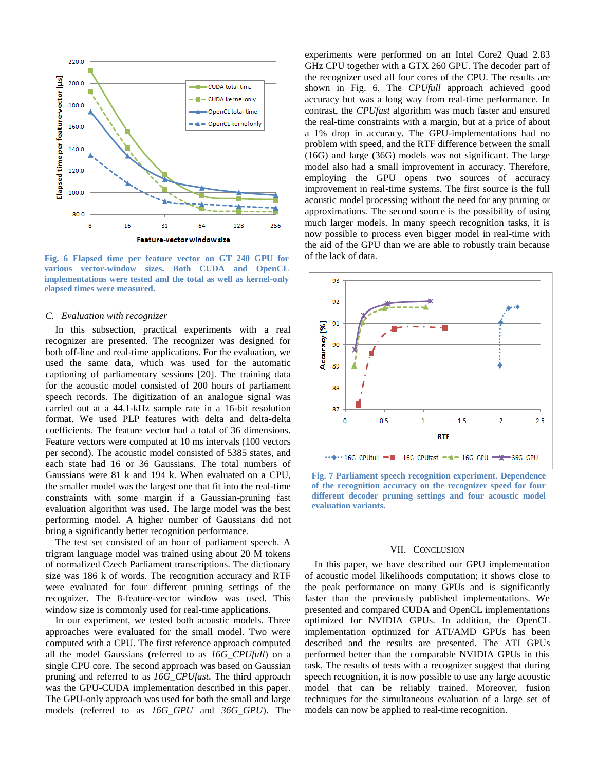Fig. 6 Elapsed time per feature vector on GT 240 GPU for various vector-window sizes. Both CUDA and OpenCL implementations were tested and the total as well as kernel-only elapsed times were measured.

### C. Evaluation with recognizer

In this subsection, practical experiments with a real recognizer are presented. The recognizer was designed for both off-line and real-time applications. For the evaluation, we used the same data, which was used for the automatic captioning of parliamentary sessions [20]. The training data for the acoustic model consisted of 200 hours of parliament speech records. The digitization of an analogue signal was carried out at a 44.1-kHz sample rate in a 16-bit resolution format. We used PLP features with delta and delta-delta coefficients. The feature vector had a total of 36 dimensions. Feature vectors were computed at 10 ms intervals (100 vectors per second). The acoustic model consisted of 5385 states, and each state had 16 or 36 Gaussians. The total numbers of Gaussians were 81 k and 194 k. When evaluated on a CPU, the smaller model was the largest one that fit into the real-time constraints with some margin if a Gaussian-pruning fast evaluation algorithm was used. The large model was the best performing model. A higher number of Gaussians did not bring a significantly better recognition performance.

The test set consisted of an hour of parliament speech. A trigram language model was trained using about 20 M tokens of normalized Czech Parliament transcriptions. The dictionary size was 186 k of words. The recognition accuracy and RTF were evaluated for four different pruning settings of the recognizer. The 8-feature-vector window was used. This window size is commonly used for real-time applications.

In our experiment, we tested both acoustic models. Three approaches were evaluated for the small model. Two were computed with a CPU. The first reference approach computed all the model Gaussians (referred to as *16G_CPUfull*) on a single CPU core. The second approach was based on Gaussian pruning and referred to as *16G_CPUfast*. The third approach was the GPU-CUDA implementation described in this paper. The GPU-only approach was used for both the small and large models (referred to as *16G_GPU* and *36G_GPU*). The experiments were performed on an Intel Core2 Quad 2.83 GHz CPU together with a GTX 260 GPU. The decoder part of the recognizer used all four cores of the CPU. The results are shown in Fig. 6. The *CPUfull* approach achieved good accuracy but was a long way from real-time performance. In contrast, the *CPUfast* algorithm was much faster and ensured the real-time constraints with a margin, but at a price of about a 1% drop in accuracy. The GPU-implementations had no problem with speed, and the RTF difference between the small (16G) and large (36G) models was not significant. The large model also had a small improvement in accuracy. Therefore, employing the GPU opens two sources of accuracy improvement in real-time systems. The first source is the full acoustic model processing without the need for any pruning or approximations. The second source is the possibility of using much larger models. In many speech recognition tasks, it is now possible to process even bigger model in real-time with the aid of the GPU than we are able to robustly train because of the lack of data.

Fig. 7 Parliament speech recognition experiment. Dependence of the recognition accuracy on the recognizer speed for four different decoder pruning settings and four acoustic model evaluation variants.

## VII. Conclusion

In this paper, we have described our GPU implementation of acoustic model likelihoods computation; it shows close to the peak performance on many GPUs and is significantly faster than the previously published implementations. We presented and compared CUDA and OpenCL implementations optimized for NVIDIA GPUs. In addition, the OpenCL implementation optimized for ATI/AMD GPUs has been described and the results are presented. The ATI GPUs performed better than the comparable NVIDIA GPUs in this task. The results of tests with a recognizer suggest that during speech recognition, it is now possible to use any large acoustic model that can be reliably trained. Moreover, fusion techniques for the simultaneous evaluation of a large set of models can now be applied to real-time recognition.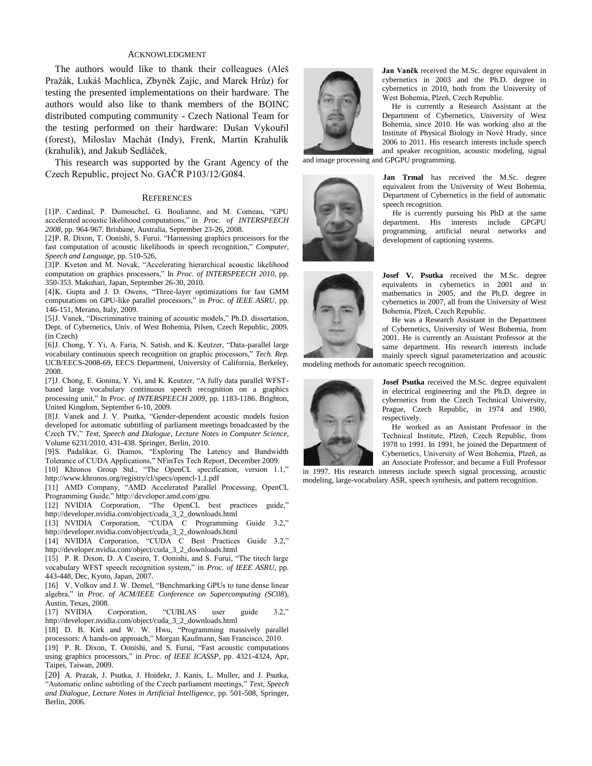## Acknowledgment

The authors would like to thank their colleagues (Aleš Pražák, Lukáš Machlica, Zbyněk Zajíc, and Marek Hrůz) for testing the presented implementations on their hardware. The authors would also like to thank members of the BOINC distributed computing community - Czech National Team for the testing performed on their hardware: Dušan Vykouřil (forest), Miloslav Machát (Indy), Frenk, Martin Krahulík (krahulik), and Jakub Sedláček.

This research was supported by the Grant Agency of the Czech Republic, project No. GAČR P103/12/G084.

## References

[1] P. Cardinal, P. Dumouchel, G. Boulianne, and M. Comeau, "GPU accelerated acoustic likelihood computations," in *Proc. of INTERSPEECH 2008*, pp. 964-967. Brisbane, Australia, September 23-26, 2008.

[2] P. R. Dixon, T. Oonishi, S. Furui. "Harnessing graphics processors for the fast computation of acoustic likelihoods in speech recognition," *Computer, Speech and Language*, pp. 510-526,

[3] P. Kveton and M. Novak, "Accelerating hierarchical acoustic likelihood computation on graphics processors," In *Proc. of INTERSPEECH 2010*, pp. 350-353. Makuhari, Japan, September 26-30, 2010.

[4] K. Gupta and J. D. Owens, "Three-layer optimizations for fast GMM computations on GPU-like parallel processors," in *Proc. of IEEE ASRU*, pp. 146-151, Merano, Italy, 2009.

[5] J. Vanek, "Discriminative training of acoustic models," Ph.D. dissertation, Dept. of Cybernetics, Univ. of West Bohemia, Pilsen, Czech Republic, 2009. (in Czech)

[6] J. Chong, Y. Yi, A. Faria, N. Satish, and K. Keutzer, "Data-parallel large vocabulary continuous speech recognition on graphic processors," *Tech. Rep.* UCB/EECS-2008-69, EECS Department, University of California, Berkeley, 2008.

[7] J. Chong, E. Gonina, Y. Yi, and K. Keutzer, "A fully data parallel WFST-based large vocabulary continuous speech recognition on a graphics processing unit," In *Proc. of INTERSPEECH 2009*, pp. 1183-1186. Brighton, United Kingdom, September 6-10, 2009.

[8] J. Vanek and J. V. Psutka, "Gender-dependent acoustic models fusion developed for automatic subtitling of parliament meetings broadcasted by the Czech TV," *Text, Speech and Dialogue, Lecture Notes in Computer Science*, Volume 6231/2010, 431-438. Springer, Berlin, 2010.

[9] S. Padalikar, G. Diamos, "Exploring The Latency and Bandwidth Tolerance of CUDA Applications," NFinTes Tech Report, December 2009.

[10] Khronos Group Std., "The OpenCL specification, version 1.1," http://www.khronos.org/registry/cl/specs/opencl-1.1.pdf

[11] AMD Company, "AMD Accelerated Parallel Processing, OpenCL Programming Guide," http://developer.amd.com/gpu.

[12] NVIDIA Corporation, "The OpenCL best practices guide," http://developer.nvidia.com/object/cuda_3_2_downloads.html

[13] NVIDIA Corporation, "CUDA C Programming Guide 3.2," http://developer.nvidia.com/object/cuda_3_2_downloads.html

[14] NVIDIA Corporation, "CUDA C Best Practices Guide 3.2," http://developer.nvidia.com/object/cuda_3_2_downloads.html

[15] P. R. Dixon, D. A Caseiro, T. Oonishi, and S. Furui, "The titech large vocabulary WFST speech recognition system," in *Proc. of IEEE ASRU*, pp. 443-448, Dec, Kyoto, Japan, 2007.

[16] V. Volkov and J. W. Demel, "Benchmarking GPUs to tune dense linear algebra," in *Proc. of ACM/IEEE Conference on Supercomputing (SC08)*, Austin, Texas, 2008.

[17] NVIDIA Corporation, "CUBLAS user guide 3.2," http://developer.nvidia.com/object/cuda_3_2_downloads.html

[18] D. B. Kirk and W. W. Hwu, "Programming massively parallel processors: A hands-on approach," Morgan Kaufmann, San Francisco, 2010.

[19] P. R. Dixon, T. Oonishi, and S. Furui, "Fast acoustic computations using graphics processors," in *Proc. of IEEE ICASSP*, pp. 4321-4324, Apr, Taipei, Taiwan, 2009.

[20] A. Prazak, J. Psutka, J. Hoidekr, J. Kanis, L. Muller, and J. Psutka, "Automatic online subtitling of the Czech parliament meetings," *Text, Speech and Dialogue, Lecture Notes in Artificial Intelligence*, pp. 501-508, Springer, Berlin, 2006.

**Jan Vaněk** received the M.Sc. degree equivalent in cybernetics in 2003 and the Ph.D. degree in cybernetics in 2010, both from the University of West Bohemia, Plzeň, Czech Republic.

He is currently a Research Assistant at the Department of Cybernetics, University of West Bohemia, since 2010. He was working also at the Institute of Physical Biology in Nové Hrady, since 2006 to 2011. His research interests include speech and speaker recognition, acoustic modeling, signal and image processing and GPGPU programming.

**Jan Trmal** has received the M.Sc. degree equivalent from the University of West Bohemia, Department of Cybernetics in the field of automatic speech recognition.

He is currently pursuing his PhD at the same department. His interests include GPGPU programming, artificial neural networks and development of captioning systems.

**Josef V. Psutka** received the M.Sc. degree equivalents in cybernetics in 2001 and in mathematics in 2005, and the Ph.D. degree in cybernetics in 2007, all from the University of West Bohemia, Plzeň, Czech Republic.

He was a Research Assistant in the Department of Cybernetics, University of West Bohemia, from 2001. He is currently an Assistant Professor at the same department. His research interests include mainly speech signal parameterization and acoustic modeling methods for automatic speech recognition.

**Josef Psutka** received the M.Sc. degree equivalent in electrical engineering and the Ph.D. degree in cybernetics from the Czech Technical University, Prague, Czech Republic, in 1974 and 1980, respectively.

He worked as an Assistant Professor in the Technical Institute, Plzeň, Czech Republic, from 1978 to 1991. In 1991, he joined the Department of Cybernetics, University of West Bohemia, Plzeň, as an Associate Professor, and became a Full Professor in 1997. His research interests include speech signal processing, acoustic modeling, large-vocabulary ASR, speech synthesis, and pattern recognition.